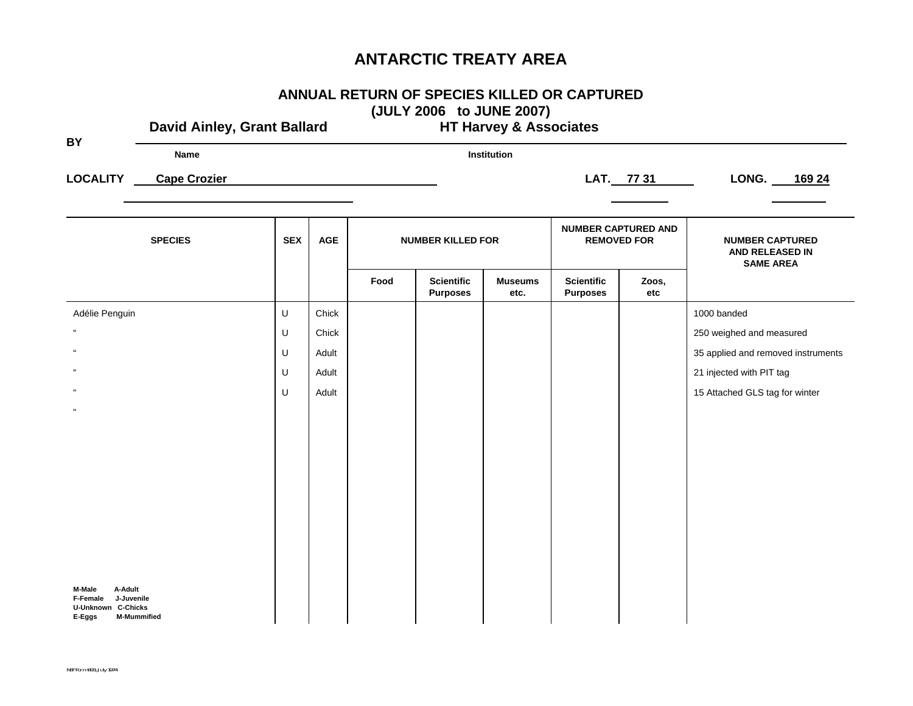# ANTARCTIC TREATY AREA

## ANNUAL RETURN OF SPECIES KILLED OR CAPTURED
## (JULY 2006 to JUNE 2007)

**BY** **David Ainley, Grant Ballard** (Name) **HT Harvey & Associates** (Institution)

**LOCALITY** **Cape Crozier** **LAT.** **77 31** **LONG.** **169 24**

| SPECIES | SEX | AGE | NUMBER KILLED FOR | | | NUMBER CAPTURED AND REMOVED FOR | | NUMBER CAPTURED AND RELEASED IN SAME AREA |
|---|---|---|---|---|---|---|---|---|
| | | | Food | Scientific Purposes | Museums etc. | Scientific Purposes | Zoos, etc | |
| Adélie Penguin | U | Chick | | | | | | 1000 banded |
| " | U | Chick | | | | | | 250 weighed and measured |
| " | U | Adult | | | | | | 35 applied and removed instruments |
| " | U | Adult | | | | | | 21 injected with PIT tag |
| " | U | Adult | | | | | | 15 Attached GLS tag for winter |
| " | | | | | | | | |

M-Male A-Adult
F-Female J-Juvenile
U-Unknown C-Chicks
E-Eggs M-Mummified

NSF Form 1083, July 1974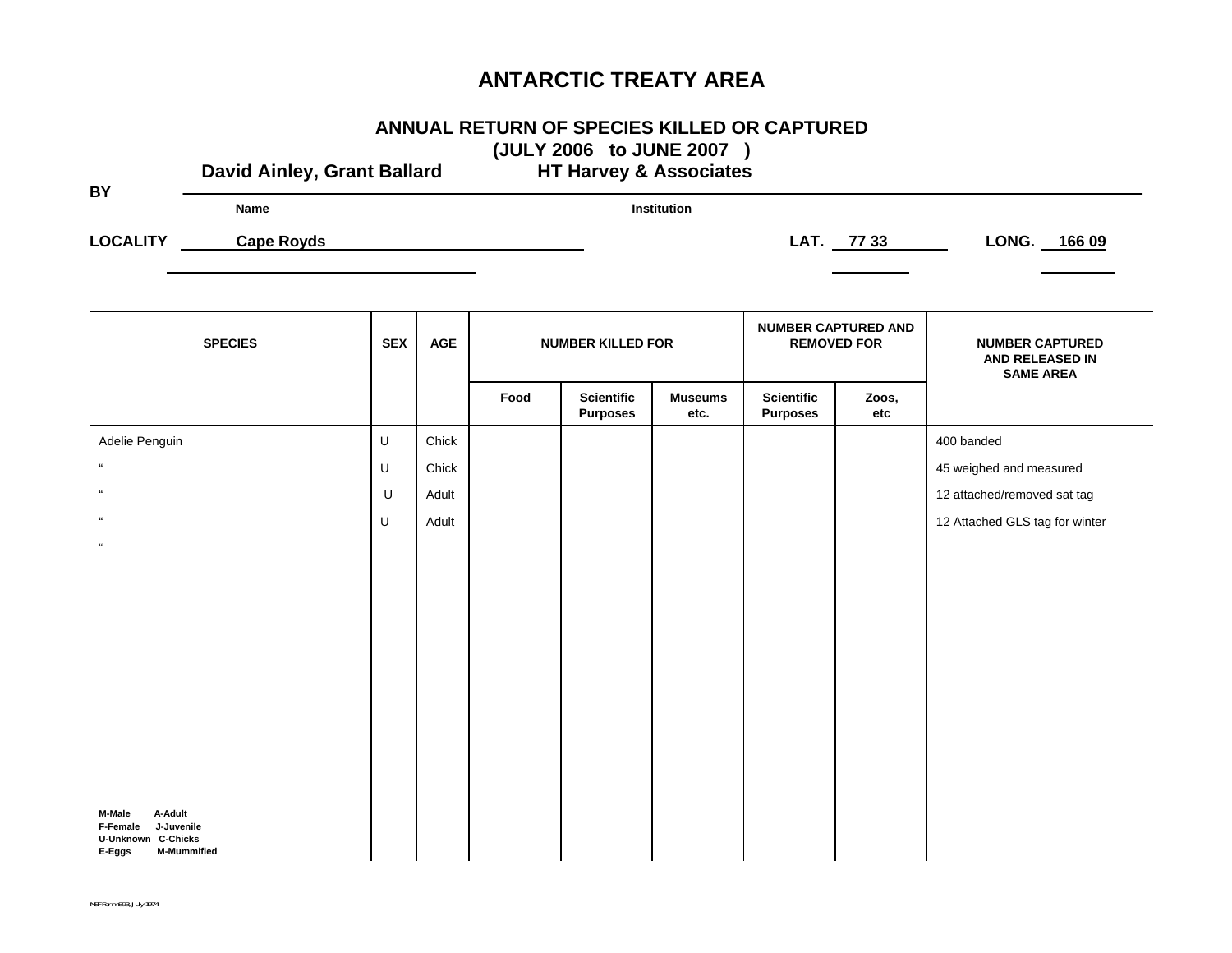# ANTARCTIC TREATY AREA

## ANNUAL RETURN OF SPECIES KILLED OR CAPTURED
## (JULY 2006 to JUNE 2007 )

**BY** **David Ainley, Grant Ballard** **HT Harvey & Associates**

Name Institution

**LOCALITY** **Cape Royds** **LAT.** **77 33** **LONG.** **166 09**

| SPECIES | SEX | AGE | NUMBER KILLED FOR | | | NUMBER CAPTURED AND REMOVED FOR | | NUMBER CAPTURED AND RELEASED IN SAME AREA |
|---|---|---|---|---|---|---|---|---|
| | | | Food | Scientific Purposes | Museums etc. | Scientific Purposes | Zoos, etc | |
| Adelie Penguin | U | Chick | | | | | | 400 banded |
| " | U | Chick | | | | | | 45 weighed and measured |
| " | U | Adult | | | | | | 12 attached/removed sat tag |
| " | U | Adult | | | | | | 12 Attached GLS tag for winter |
| " | | | | | | | | |

**M-Male** **A-Adult**
**F-Female** **J-Juvenile**
**U-Unknown** **C-Chicks**
**E-Eggs** **M-Mummified**

NSF Form 1903, July 1974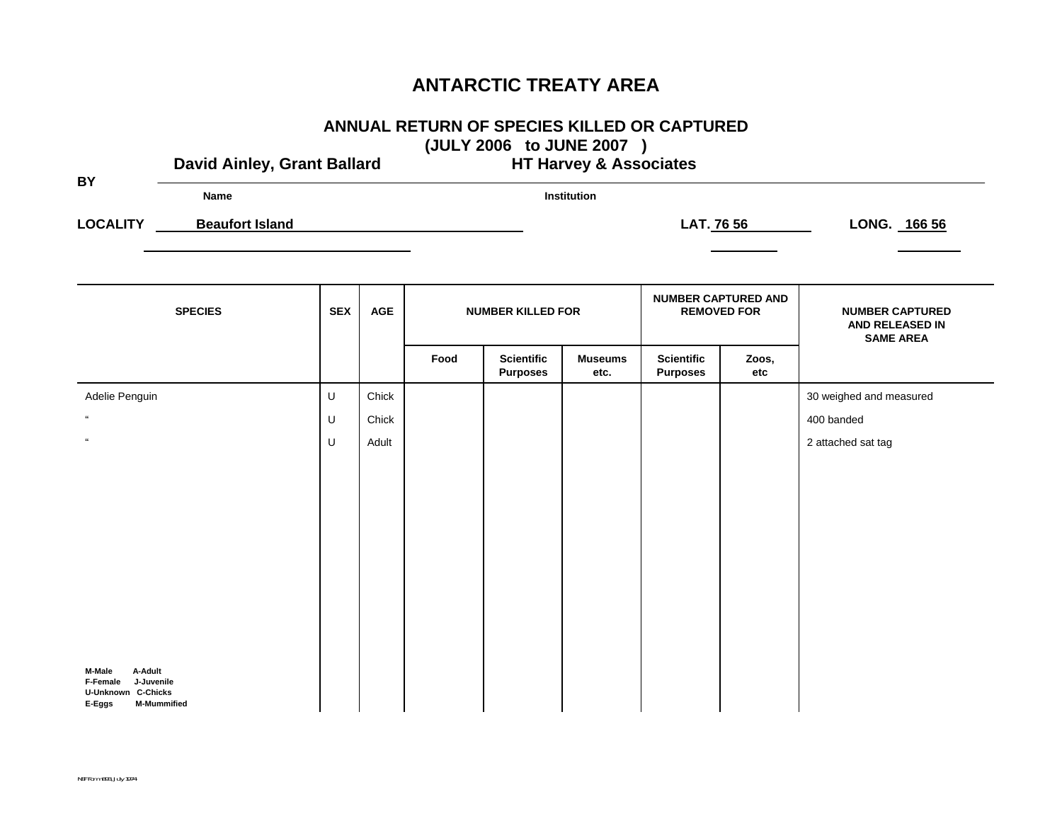# ANTARCTIC TREATY AREA

## ANNUAL RETURN OF SPECIES KILLED OR CAPTURED
## (JULY 2006 to JUNE 2007 )

**BY** **David Ainley, Grant Ballard** (Name) **HT Harvey & Associates** (Institution)

**LOCALITY** **Beaufort Island** **LAT. 76 56** **LONG. 166 56**

| SPECIES | SEX | AGE | NUMBER KILLED FOR | | | NUMBER CAPTURED AND REMOVED FOR | | NUMBER CAPTURED AND RELEASED IN SAME AREA |
|---|---|---|---|---|---|---|---|---|
| | | | Food | Scientific Purposes | Museums etc. | Scientific Purposes | Zoos, etc | |
| Adelie Penguin | U | Chick | | | | | | 30 weighed and measured |
| " | U | Chick | | | | | | 400 banded |
| " | U | Adult | | | | | | 2 attached sat tag |

M-Male A-Adult
F-Female J-Juvenile
U-Unknown C-Chicks
E-Eggs M-Mummified

NSF Form 893, July 1974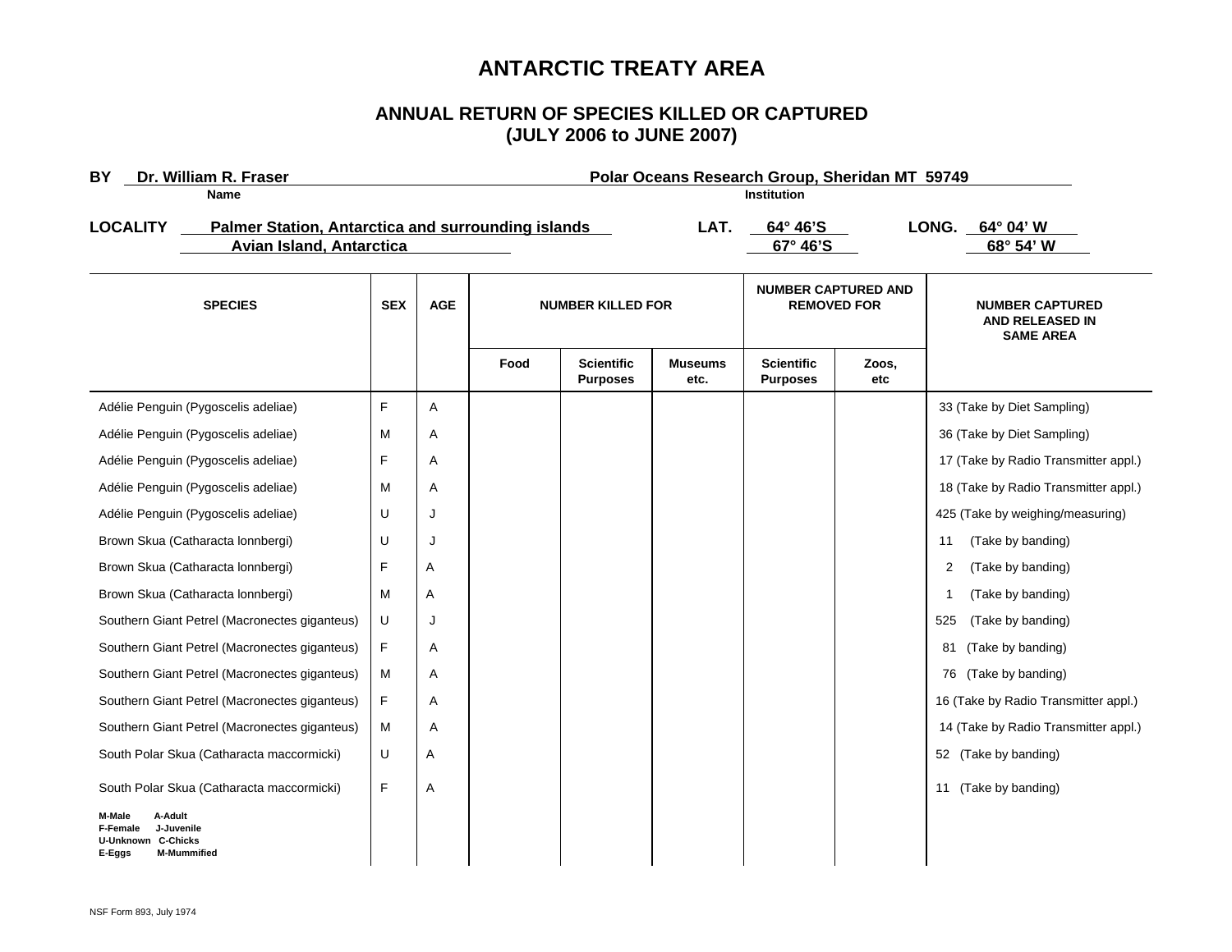# ANTARCTIC TREATY AREA

## ANNUAL RETURN OF SPECIES KILLED OR CAPTURED
## (JULY 2006 to JUNE 2007)

**BY** **Dr. William R. Fraser** (Name) **Polar Oceans Research Group, Sheridan MT 59749** (Institution)

**LOCALITY** **Palmer Station, Antarctica and surrounding islands** **LAT.** **64° 46'S** **LONG.** **64° 04' W**
**Avian Island, Antarctica** **67° 46'S** **68° 54' W**

| SPECIES | SEX | AGE | NUMBER KILLED FOR | | | NUMBER CAPTURED AND REMOVED FOR | | NUMBER CAPTURED AND RELEASED IN SAME AREA |
|---|---|---|---|---|---|---|---|---|
| | | | Food | Scientific Purposes | Museums etc. | Scientific Purposes | Zoos, etc | |
| Adélie Penguin (Pygoscelis adeliae) | F | A | | | | | | 33 (Take by Diet Sampling) |
| Adélie Penguin (Pygoscelis adeliae) | M | A | | | | | | 36 (Take by Diet Sampling) |
| Adélie Penguin (Pygoscelis adeliae) | F | A | | | | | | 17 (Take by Radio Transmitter appl.) |
| Adélie Penguin (Pygoscelis adeliae) | M | A | | | | | | 18 (Take by Radio Transmitter appl.) |
| Adélie Penguin (Pygoscelis adeliae) | U | J | | | | | | 425 (Take by weighing/measuring) |
| Brown Skua (Catharacta lonnbergi) | U | J | | | | | | 11 (Take by banding) |
| Brown Skua (Catharacta lonnbergi) | F | A | | | | | | 2 (Take by banding) |
| Brown Skua (Catharacta lonnbergi) | M | A | | | | | | 1 (Take by banding) |
| Southern Giant Petrel (Macronectes giganteus) | U | J | | | | | | 525 (Take by banding) |
| Southern Giant Petrel (Macronectes giganteus) | F | A | | | | | | 81 (Take by banding) |
| Southern Giant Petrel (Macronectes giganteus) | M | A | | | | | | 76 (Take by banding) |
| Southern Giant Petrel (Macronectes giganteus) | F | A | | | | | | 16 (Take by Radio Transmitter appl.) |
| Southern Giant Petrel (Macronectes giganteus) | M | A | | | | | | 14 (Take by Radio Transmitter appl.) |
| South Polar Skua (Catharacta maccormicki) | U | A | | | | | | 52 (Take by banding) |
| South Polar Skua (Catharacta maccormicki) | F | A | | | | | | 11 (Take by banding) |

**M-Male** **A-Adult**
**F-Female** **J-Juvenile**
**U-Unknown** **C-Chicks**
**E-Eggs** **M-Mummified**

NSF Form 893, July 1974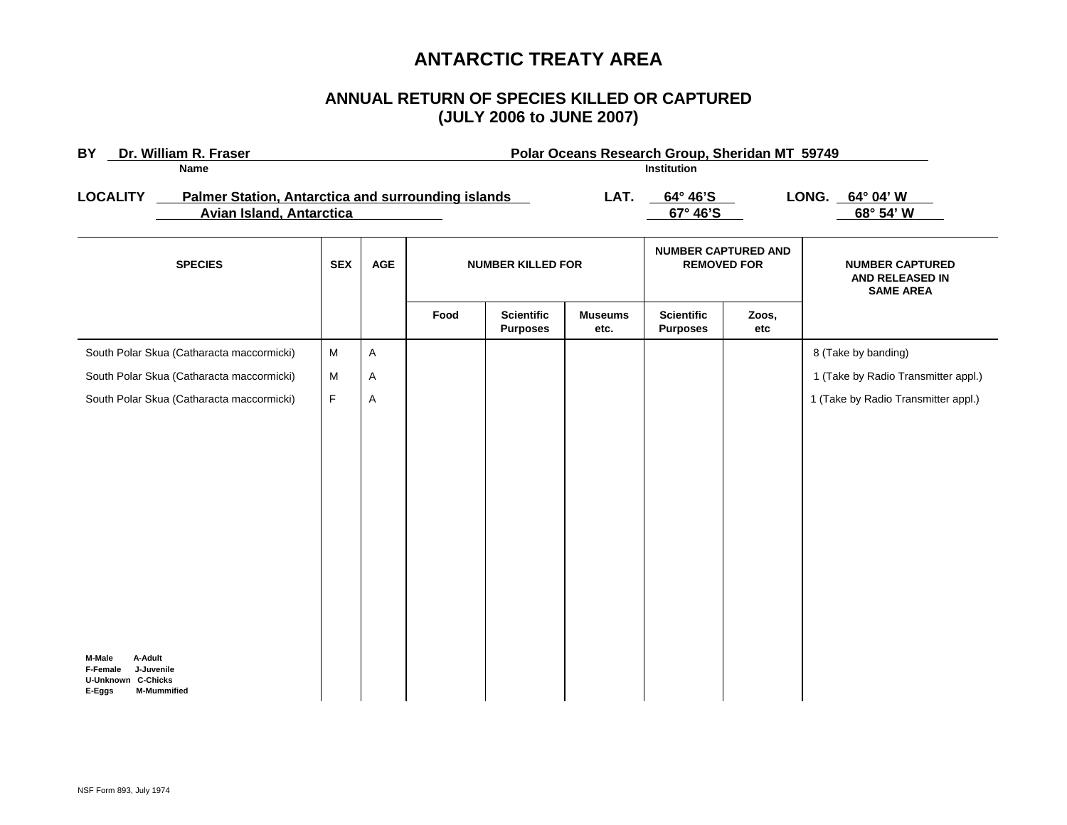# ANTARCTIC TREATY AREA

## ANNUAL RETURN OF SPECIES KILLED OR CAPTURED (JULY 2006 to JUNE 2007)

**BY** Dr. William R. Fraser (Name) — Polar Oceans Research Group, Sheridan MT 59749 (Institution)

**LOCALITY** Palmer Station, Antarctica and surrounding islands — **LAT.** 64° 46'S — **LONG.** 64° 04' W
Avian Island, Antarctica — 67° 46'S — 68° 54' W

| SPECIES | SEX | AGE | NUMBER KILLED FOR | | | NUMBER CAPTURED AND REMOVED FOR | | NUMBER CAPTURED AND RELEASED IN SAME AREA |
|---|---|---|---|---|---|---|---|---|
| | | | Food | Scientific Purposes | Museums etc. | Scientific Purposes | Zoos, etc | |
| South Polar Skua (Catharacta maccormicki) | M | A | | | | | | 8 (Take by banding) |
| South Polar Skua (Catharacta maccormicki) | M | A | | | | | | 1 (Take by Radio Transmitter appl.) |
| South Polar Skua (Catharacta maccormicki) | F | A | | | | | | 1 (Take by Radio Transmitter appl.) |

M-Male A-Adult
F-Female J-Juvenile
U-Unknown C-Chicks
E-Eggs M-Mummified

NSF Form 893, July 1974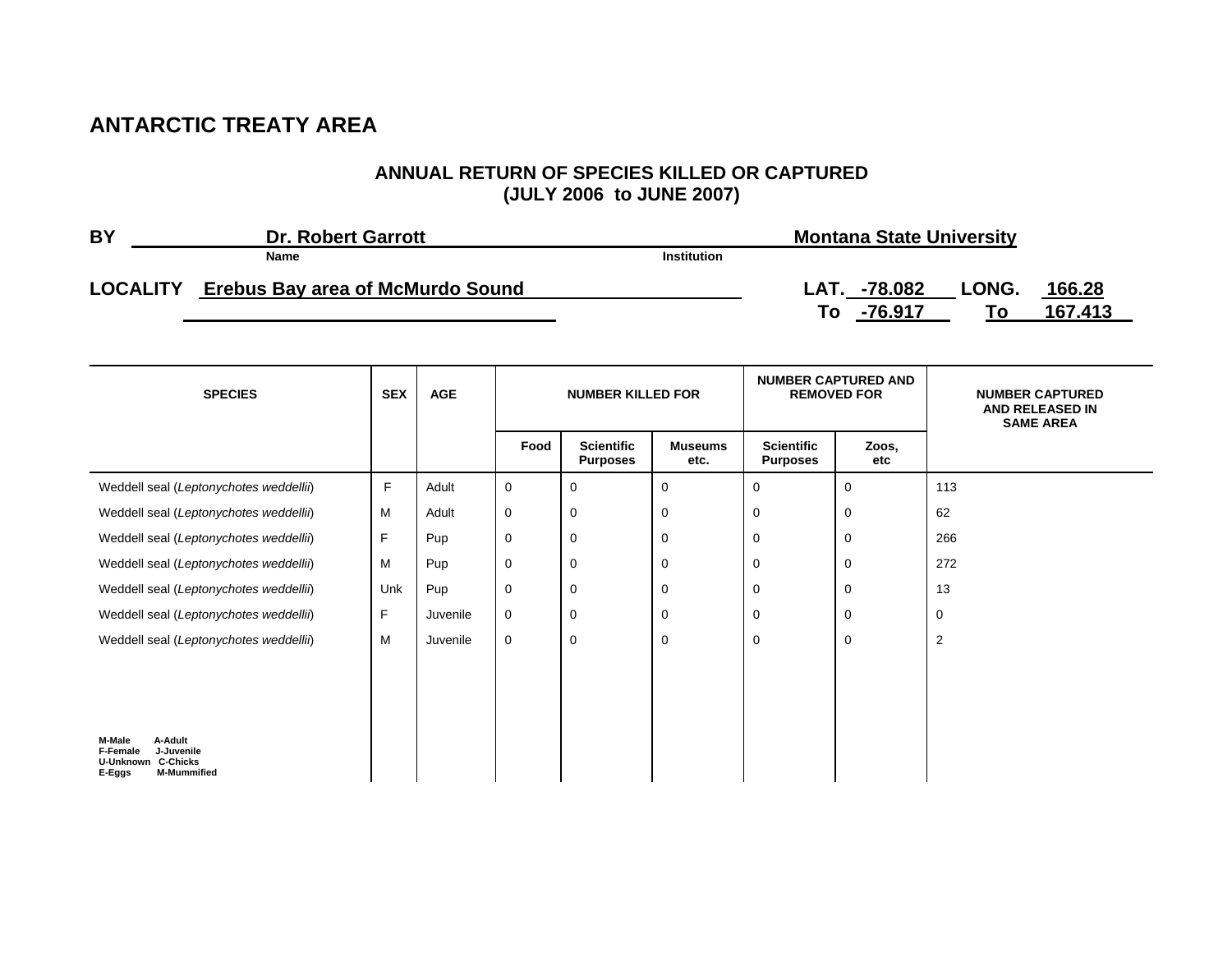# ANTARCTIC TREATY AREA

## ANNUAL RETURN OF SPECIES KILLED OR CAPTURED
## (JULY 2006 to JUNE 2007)

**BY** **Dr. Robert Garrott** (Name) **Montana State University** (Institution)

**LOCALITY** **Erebus Bay area of McMurdo Sound** **LAT. -78.082 To -76.917** **LONG. 166.28 To 167.413**

| SPECIES | SEX | AGE | NUMBER KILLED FOR | | | NUMBER CAPTURED AND REMOVED FOR | | NUMBER CAPTURED AND RELEASED IN SAME AREA |
|---|---|---|---|---|---|---|---|---|
| | | | Food | Scientific Purposes | Museums etc. | Scientific Purposes | Zoos, etc | |
| Weddell seal (*Leptonychotes weddellii*) | F | Adult | 0 | 0 | 0 | 0 | 0 | 113 |
| Weddell seal (*Leptonychotes weddellii*) | M | Adult | 0 | 0 | 0 | 0 | 0 | 62 |
| Weddell seal (*Leptonychotes weddellii*) | F | Pup | 0 | 0 | 0 | 0 | 0 | 266 |
| Weddell seal (*Leptonychotes weddellii*) | M | Pup | 0 | 0 | 0 | 0 | 0 | 272 |
| Weddell seal (*Leptonychotes weddellii*) | Unk | Pup | 0 | 0 | 0 | 0 | 0 | 13 |
| Weddell seal (*Leptonychotes weddellii*) | F | Juvenile | 0 | 0 | 0 | 0 | 0 | 0 |
| Weddell seal (*Leptonychotes weddellii*) | M | Juvenile | 0 | 0 | 0 | 0 | 0 | 2 |

**M-Male A-Adult**
**F-Female J-Juvenile**
**U-Unknown C-Chicks**
**E-Eggs M-Mummified**